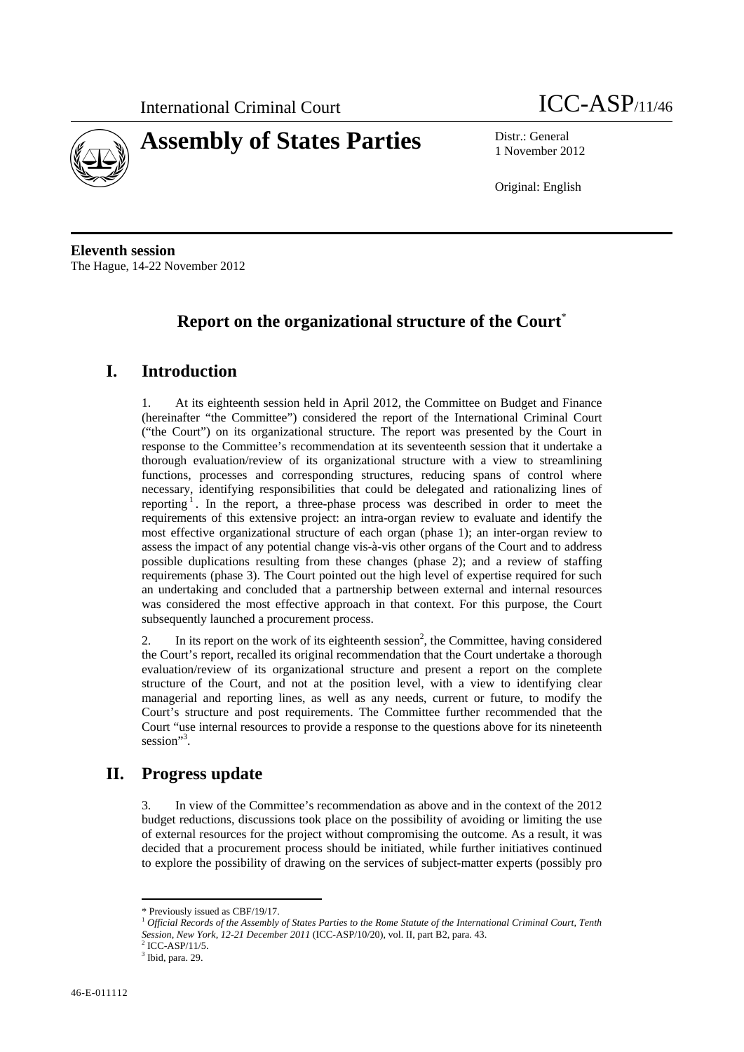International Criminal Court **ICC-ASP/11/46**

# Assembly of States Parties

Distr.: General
1 November 2012

Original: English

**Eleventh session**
The Hague, 14-22 November 2012

## Report on the organizational structure of the Court*

## I. Introduction

1. At its eighteenth session held in April 2012, the Committee on Budget and Finance (hereinafter "the Committee") considered the report of the International Criminal Court ("the Court") on its organizational structure. The report was presented by the Court in response to the Committee's recommendation at its seventeenth session that it undertake a thorough evaluation/review of its organizational structure with a view to streamlining functions, processes and corresponding structures, reducing spans of control where necessary, identifying responsibilities that could be delegated and rationalizing lines of reporting[1]. In the report, a three-phase process was described in order to meet the requirements of this extensive project: an intra-organ review to evaluate and identify the most effective organizational structure of each organ (phase 1); an inter-organ review to assess the impact of any potential change vis-à-vis other organs of the Court and to address possible duplications resulting from these changes (phase 2); and a review of staffing requirements (phase 3). The Court pointed out the high level of expertise required for such an undertaking and concluded that a partnership between external and internal resources was considered the most effective approach in that context. For this purpose, the Court subsequently launched a procurement process.

2. In its report on the work of its eighteenth session[2], the Committee, having considered the Court's report, recalled its original recommendation that the Court undertake a thorough evaluation/review of its organizational structure and present a report on the complete structure of the Court, and not at the position level, with a view to identifying clear managerial and reporting lines, as well as any needs, current or future, to modify the Court's structure and post requirements. The Committee further recommended that the Court "use internal resources to provide a response to the questions above for its nineteenth session"[3].

## II. Progress update

3. In view of the Committee's recommendation as above and in the context of the 2012 budget reductions, discussions took place on the possibility of avoiding or limiting the use of external resources for the project without compromising the outcome. As a result, it was decided that a procurement process should be initiated, while further initiatives continued to explore the possibility of drawing on the services of subject-matter experts (possibly pro

---

\* Previously issued as CBF/19/17.

[1] *Official Records of the Assembly of States Parties to the Rome Statute of the International Criminal Court, Tenth Session, New York, 12-21 December 2011* (ICC-ASP/10/20), vol. II, part B2, para. 43.

[2] ICC-ASP/11/5.

[3] Ibid, para. 29.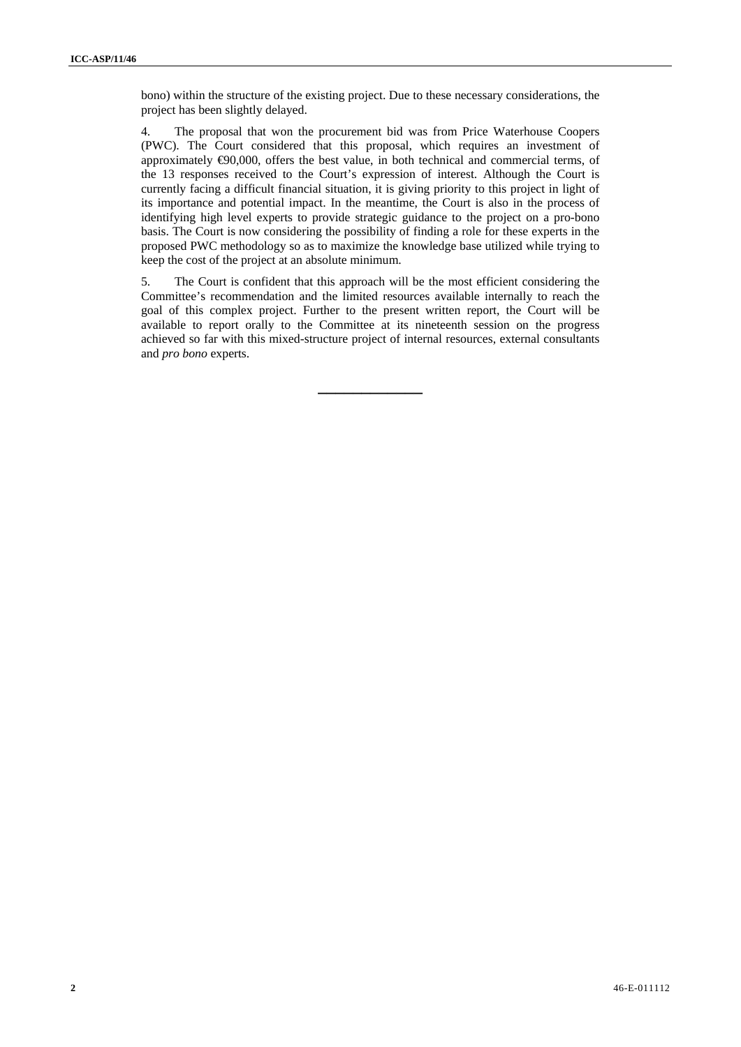bono) within the structure of the existing project. Due to these necessary considerations, the project has been slightly delayed.

4. The proposal that won the procurement bid was from Price Waterhouse Coopers (PWC). The Court considered that this proposal, which requires an investment of approximately €90,000, offers the best value, in both technical and commercial terms, of the 13 responses received to the Court's expression of interest. Although the Court is currently facing a difficult financial situation, it is giving priority to this project in light of its importance and potential impact. In the meantime, the Court is also in the process of identifying high level experts to provide strategic guidance to the project on a pro-bono basis. The Court is now considering the possibility of finding a role for these experts in the proposed PWC methodology so as to maximize the knowledge base utilized while trying to keep the cost of the project at an absolute minimum.

5. The Court is confident that this approach will be the most efficient considering the Committee's recommendation and the limited resources available internally to reach the goal of this complex project. Further to the present written report, the Court will be available to report orally to the Committee at its nineteenth session on the progress achieved so far with this mixed-structure project of internal resources, external consultants and *pro bono* experts.

---